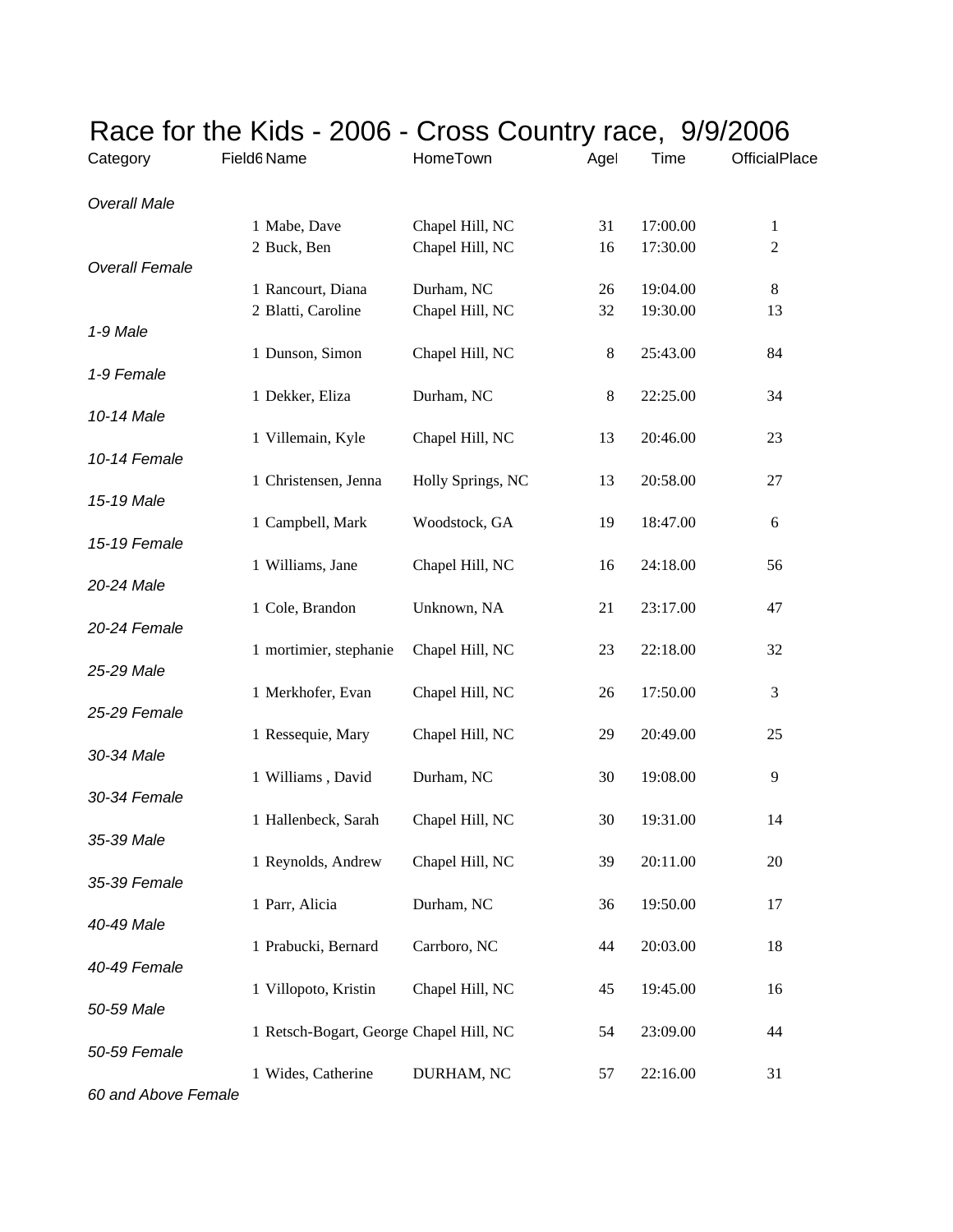# Race for the Kids - 2006 - Cross Country race, 9/9/2006

| Category | Field6 | Name | HomeTown | AgeI | Time | OfficialPlace |
|---|---|---|---|---|---|---|
| *Overall Male* | | | | | | |
| | 1 | Mabe, Dave | Chapel Hill, NC | 31 | 17:00.00 | 1 |
| | 2 | Buck, Ben | Chapel Hill, NC | 16 | 17:30.00 | 2 |
| *Overall Female* | | | | | | |
| | 1 | Rancourt, Diana | Durham, NC | 26 | 19:04.00 | 8 |
| | 2 | Blatti, Caroline | Chapel Hill, NC | 32 | 19:30.00 | 13 |
| *1-9 Male* | | | | | | |
| | 1 | Dunson, Simon | Chapel Hill, NC | 8 | 25:43.00 | 84 |
| *1-9 Female* | | | | | | |
| | 1 | Dekker, Eliza | Durham, NC | 8 | 22:25.00 | 34 |
| *10-14 Male* | | | | | | |
| | 1 | Villemain, Kyle | Chapel Hill, NC | 13 | 20:46.00 | 23 |
| *10-14 Female* | | | | | | |
| | 1 | Christensen, Jenna | Holly Springs, NC | 13 | 20:58.00 | 27 |
| *15-19 Male* | | | | | | |
| | 1 | Campbell, Mark | Woodstock, GA | 19 | 18:47.00 | 6 |
| *15-19 Female* | | | | | | |
| | 1 | Williams, Jane | Chapel Hill, NC | 16 | 24:18.00 | 56 |
| *20-24 Male* | | | | | | |
| | 1 | Cole, Brandon | Unknown, NA | 21 | 23:17.00 | 47 |
| *20-24 Female* | | | | | | |
| | 1 | mortimier, stephanie | Chapel Hill, NC | 23 | 22:18.00 | 32 |
| *25-29 Male* | | | | | | |
| | 1 | Merkhofer, Evan | Chapel Hill, NC | 26 | 17:50.00 | 3 |
| *25-29 Female* | | | | | | |
| | 1 | Ressequie, Mary | Chapel Hill, NC | 29 | 20:49.00 | 25 |
| *30-34 Male* | | | | | | |
| | 1 | Williams , David | Durham, NC | 30 | 19:08.00 | 9 |
| *30-34 Female* | | | | | | |
| | 1 | Hallenbeck, Sarah | Chapel Hill, NC | 30 | 19:31.00 | 14 |
| *35-39 Male* | | | | | | |
| | 1 | Reynolds, Andrew | Chapel Hill, NC | 39 | 20:11.00 | 20 |
| *35-39 Female* | | | | | | |
| | 1 | Parr, Alicia | Durham, NC | 36 | 19:50.00 | 17 |
| *40-49 Male* | | | | | | |
| | 1 | Prabucki, Bernard | Carrboro, NC | 44 | 20:03.00 | 18 |
| *40-49 Female* | | | | | | |
| | 1 | Villopoto, Kristin | Chapel Hill, NC | 45 | 19:45.00 | 16 |
| *50-59 Male* | | | | | | |
| | 1 | Retsch-Bogart, George | Chapel Hill, NC | 54 | 23:09.00 | 44 |
| *50-59 Female* | | | | | | |
| | 1 | Wides, Catherine | DURHAM, NC | 57 | 22:16.00 | 31 |
| *60 and Above Female* | | | | | | |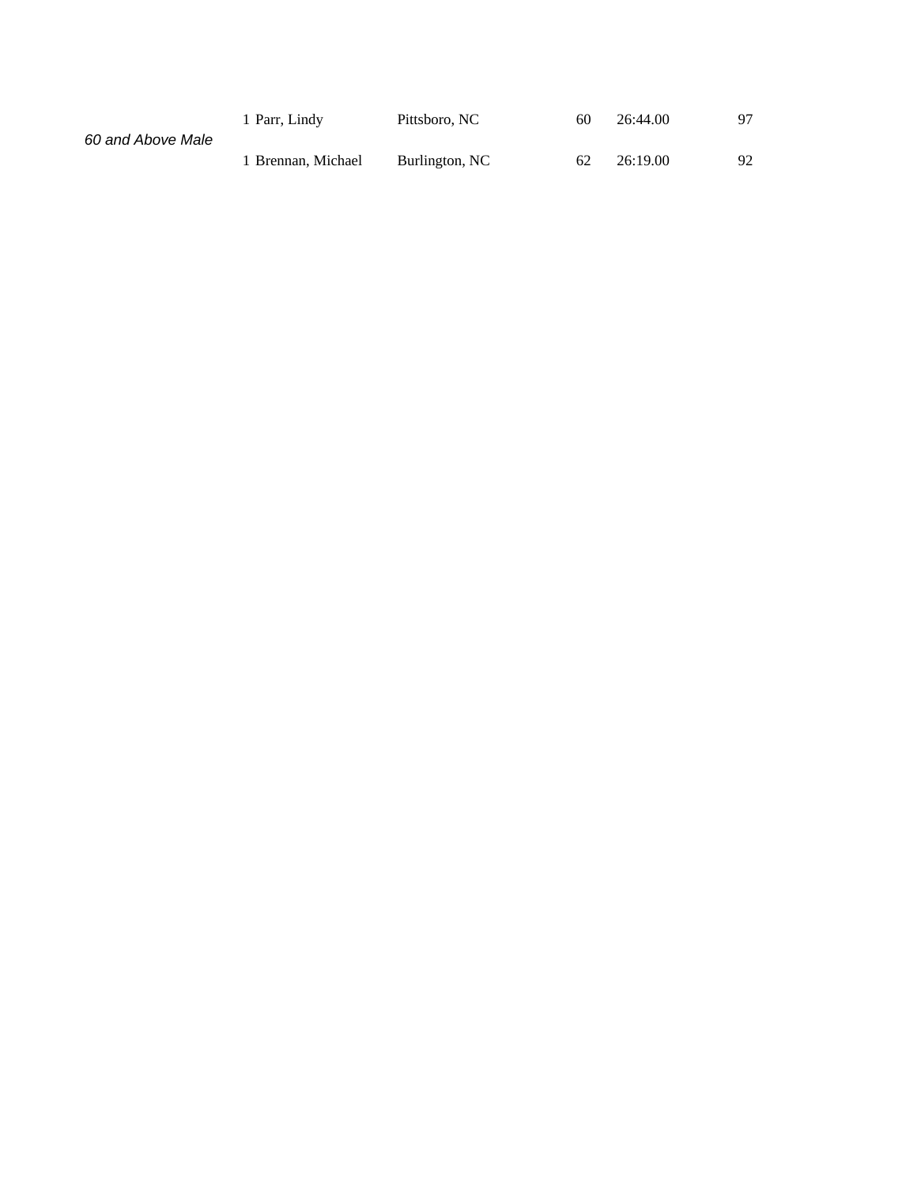| | | | | | | |
|---|---|---|---|---|---|---|
| | 1 | Parr, Lindy | Pittsboro, NC | 60 | 26:44.00 | 97 |
| *60 and Above Male* | | | | | | |
| | 1 | Brennan, Michael | Burlington, NC | 62 | 26:19.00 | 92 |